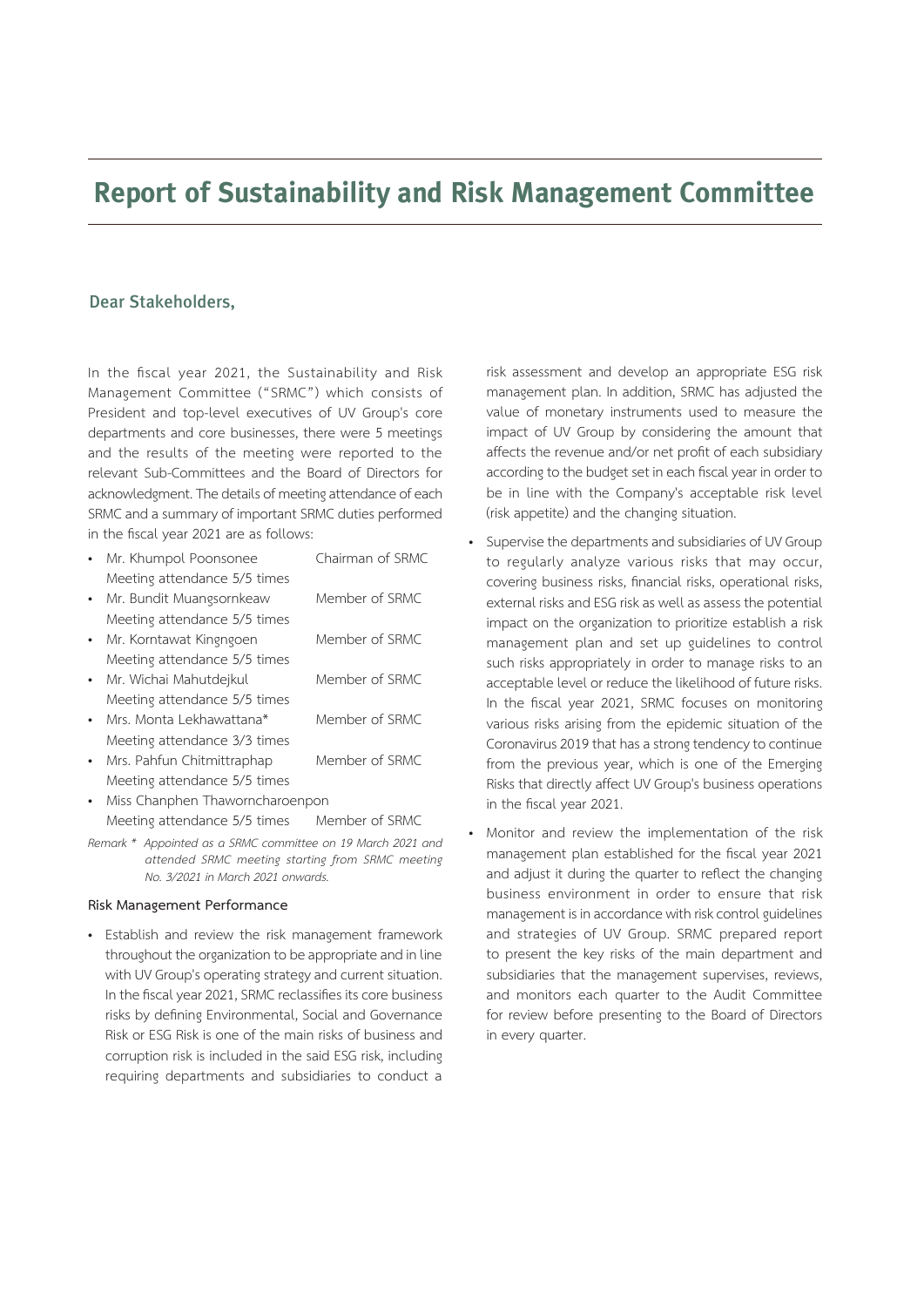# Report of Sustainability and Risk Management Committee

## Dear Stakeholders,

In the fiscal year 2021, the Sustainability and Risk Management Committee ("SRMC") which consists of President and top-level executives of UV Group's core departments and core businesses, there were 5 meetings and the results of the meeting were reported to the relevant Sub-Committees and the Board of Directors for acknowledgment. The details of meeting attendance of each SRMC and a summary of important SRMC duties performed in the fiscal year 2021 are as follows:

- Mr. Khumpol Poonsonee — Chairman of SRMC
  Meeting attendance 5/5 times
- Mr. Bundit Muangsornkeaw — Member of SRMC
  Meeting attendance 5/5 times
- Mr. Korntawat Kingngoen — Member of SRMC
  Meeting attendance 5/5 times
- Mr. Wichai Mahutdejkul — Member of SRMC
  Meeting attendance 5/5 times
- Mrs. Monta Lekhawattana* — Member of SRMC
  Meeting attendance 3/3 times
- Mrs. Pahfun Chitmittraphap — Member of SRMC
  Meeting attendance 5/5 times
- Miss Chanphen Thaworncharoenpon — Member of SRMC
  Meeting attendance 5/5 times

*Remark * Appointed as a SRMC committee on 19 March 2021 and attended SRMC meeting starting from SRMC meeting No. 3/2021 in March 2021 onwards.*

**Risk Management Performance**

- Establish and review the risk management framework throughout the organization to be appropriate and in line with UV Group's operating strategy and current situation. In the fiscal year 2021, SRMC reclassifies its core business risks by defining Environmental, Social and Governance Risk or ESG Risk is one of the main risks of business and corruption risk is included in the said ESG risk, including requiring departments and subsidiaries to conduct a risk assessment and develop an appropriate ESG risk management plan. In addition, SRMC has adjusted the value of monetary instruments used to measure the impact of UV Group by considering the amount that affects the revenue and/or net profit of each subsidiary according to the budget set in each fiscal year in order to be in line with the Company's acceptable risk level (risk appetite) and the changing situation.
- Supervise the departments and subsidiaries of UV Group to regularly analyze various risks that may occur, covering business risks, financial risks, operational risks, external risks and ESG risk as well as assess the potential impact on the organization to prioritize establish a risk management plan and set up guidelines to control such risks appropriately in order to manage risks to an acceptable level or reduce the likelihood of future risks. In the fiscal year 2021, SRMC focuses on monitoring various risks arising from the epidemic situation of the Coronavirus 2019 that has a strong tendency to continue from the previous year, which is one of the Emerging Risks that directly affect UV Group's business operations in the fiscal year 2021.
- Monitor and review the implementation of the risk management plan established for the fiscal year 2021 and adjust it during the quarter to reflect the changing business environment in order to ensure that risk management is in accordance with risk control guidelines and strategies of UV Group. SRMC prepared report to present the key risks of the main department and subsidiaries that the management supervises, reviews, and monitors each quarter to the Audit Committee for review before presenting to the Board of Directors in every quarter.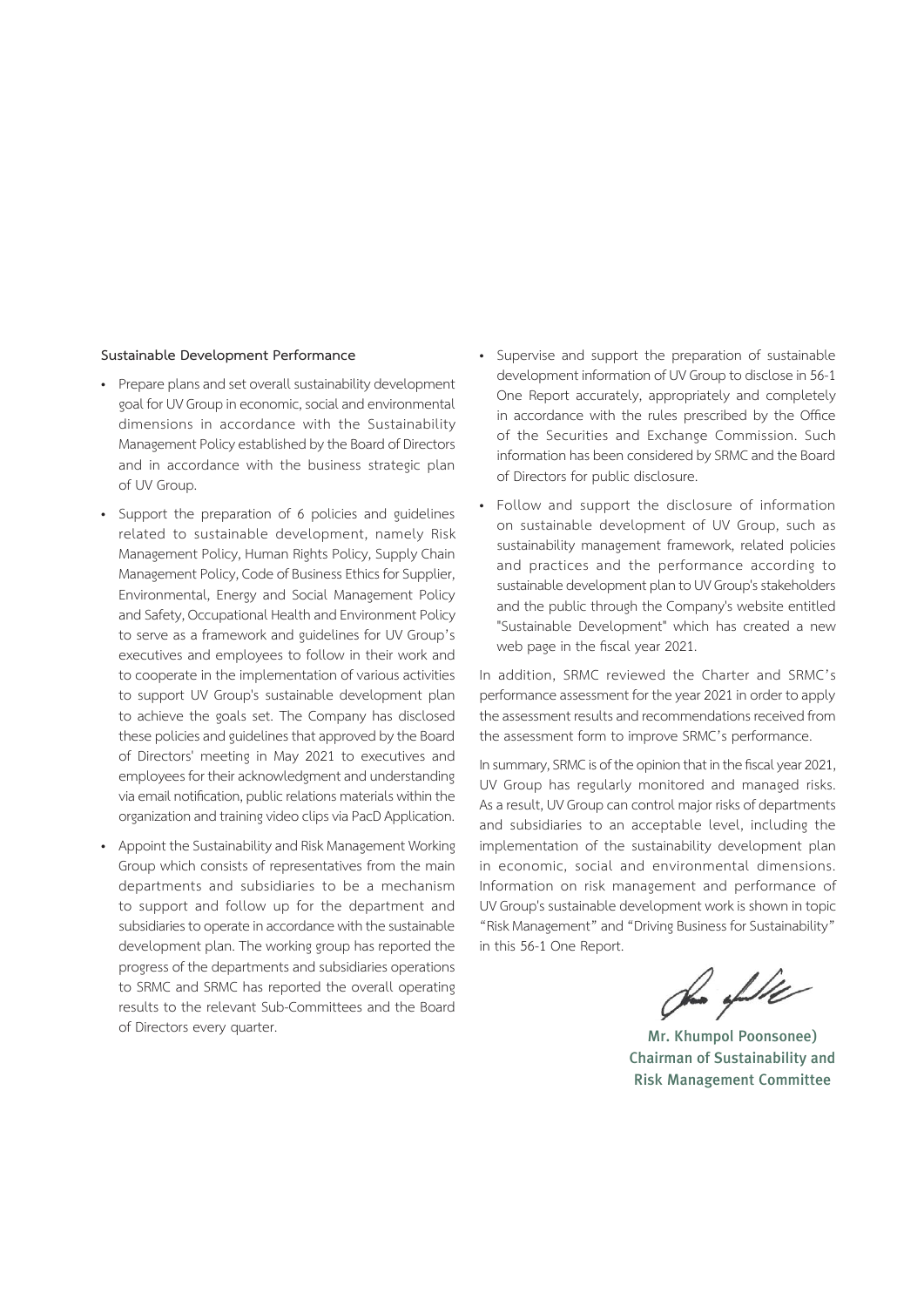**Sustainable Development Performance**

- Prepare plans and set overall sustainability development goal for UV Group in economic, social and environmental dimensions in accordance with the Sustainability Management Policy established by the Board of Directors and in accordance with the business strategic plan of UV Group.
- Support the preparation of 6 policies and guidelines related to sustainable development, namely Risk Management Policy, Human Rights Policy, Supply Chain Management Policy, Code of Business Ethics for Supplier, Environmental, Energy and Social Management Policy and Safety, Occupational Health and Environment Policy to serve as a framework and guidelines for UV Group's executives and employees to follow in their work and to cooperate in the implementation of various activities to support UV Group's sustainable development plan to achieve the goals set. The Company has disclosed these policies and guidelines that approved by the Board of Directors' meeting in May 2021 to executives and employees for their acknowledgment and understanding via email notification, public relations materials within the organization and training video clips via PacD Application.
- Appoint the Sustainability and Risk Management Working Group which consists of representatives from the main departments and subsidiaries to be a mechanism to support and follow up for the department and subsidiaries to operate in accordance with the sustainable development plan. The working group has reported the progress of the departments and subsidiaries operations to SRMC and SRMC has reported the overall operating results to the relevant Sub-Committees and the Board of Directors every quarter.
- Supervise and support the preparation of sustainable development information of UV Group to disclose in 56-1 One Report accurately, appropriately and completely in accordance with the rules prescribed by the Office of the Securities and Exchange Commission. Such information has been considered by SRMC and the Board of Directors for public disclosure.
- Follow and support the disclosure of information on sustainable development of UV Group, such as sustainability management framework, related policies and practices and the performance according to sustainable development plan to UV Group's stakeholders and the public through the Company's website entitled "Sustainable Development" which has created a new web page in the fiscal year 2021.

In addition, SRMC reviewed the Charter and SRMC's performance assessment for the year 2021 in order to apply the assessment results and recommendations received from the assessment form to improve SRMC's performance.

In summary, SRMC is of the opinion that in the fiscal year 2021, UV Group has regularly monitored and managed risks. As a result, UV Group can control major risks of departments and subsidiaries to an acceptable level, including the implementation of the sustainability development plan in economic, social and environmental dimensions. Information on risk management and performance of UV Group's sustainable development work is shown in topic "Risk Management" and "Driving Business for Sustainability" in this 56-1 One Report.

**Mr. Khumpol Poonsonee)**
**Chairman of Sustainability and Risk Management Committee**